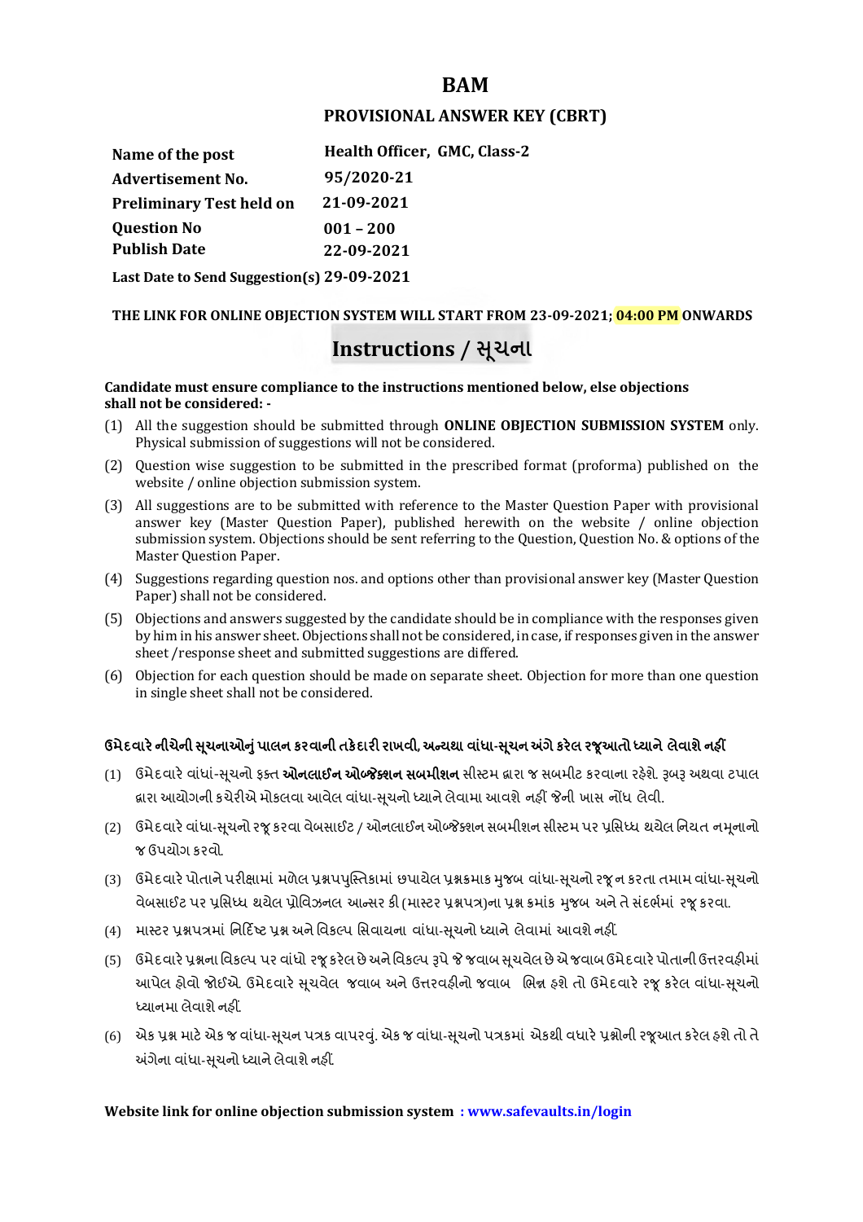# BAM

## PROVISIONAL ANSWER KEY (CBRT)

| | |
|---|---|
| **Name of the post** | **Health Officer, GMC, Class-2** |
| **Advertisement No.** | **95/2020-21** |
| **Preliminary Test held on** | **21-09-2021** |
| **Question No** | **001 – 200** |
| **Publish Date** | **22-09-2021** |
| **Last Date to Send Suggestion(s)** | **29-09-2021** |

**THE LINK FOR ONLINE OBJECTION SYSTEM WILL START FROM 23-09-2021; 04:00 PM ONWARDS**

## Instructions / સૂચના

**Candidate must ensure compliance to the instructions mentioned below, else objections shall not be considered: -**

(1) All the suggestion should be submitted through **ONLINE OBJECTION SUBMISSION SYSTEM** only. Physical submission of suggestions will not be considered.

(2) Question wise suggestion to be submitted in the prescribed format (proforma) published on the website / online objection submission system.

(3) All suggestions are to be submitted with reference to the Master Question Paper with provisional answer key (Master Question Paper), published herewith on the website / online objection submission system. Objections should be sent referring to the Question, Question No. & options of the Master Question Paper.

(4) Suggestions regarding question nos. and options other than provisional answer key (Master Question Paper) shall not be considered.

(5) Objections and answers suggested by the candidate should be in compliance with the responses given by him in his answer sheet. Objections shall not be considered, in case, if responses given in the answer sheet /response sheet and submitted suggestions are differed.

(6) Objection for each question should be made on separate sheet. Objection for more than one question in single sheet shall not be considered.

**ઉમેદવારે નીચેની સૂચનાઓનું પાલન કરવાની તકેદારી રાખવી, અન્યથા વાંધા-સૂચન અંગે કરેલ રજૂઆતો ધ્યાને લેવાશે નહીં**

(1) ઉમેદવારે વાંધાં-સૂચનો ફક્ત **ઓનલાઈન ઓબ્જેક્શન સબમીશન** સીસ્ટમ દ્વારા જ સબમીટ કરવાના રહેશે. રૂબરૂ અથવા ટપાલ દ્વારા આયોગની કચેરીએ મોકલવા આવેલ વાંધા-સૂચનો ધ્યાને લેવામા આવશે નહીં જેની ખાસ નોંધ લેવી.

(2) ઉમેદવારે વાંધા-સૂચનો રજૂ કરવા વેબસાઈટ / ઓનલાઈન ઓબ્જેક્શન સબમીશન સીસ્ટમ પર પ્રસિધ્ધ થયેલ નિયત નમૂનાનો જ ઉપયોગ કરવો.

(3) ઉમેદવારે પોતાને પરીક્ષામાં મળેલ પ્રશ્નપુસ્તિકામાં છપાયેલ પ્રશ્નક્રમાક મુજબ વાંધા-સૂચનો રજૂ ન કરતા તમામ વાંધા-સૂચનો વેબસાઈટ પર પ્રસિધ્ધ થયેલ પ્રોવિઝનલ આન્સર કી (માસ્ટર પ્રશ્નપત્ર)ના પ્રશ્ન ક્રમાંક મુજબ અને તે સંદર્ભમાં રજૂ કરવા.

(4) માસ્ટર પ્રશ્નપત્રમાં નિર્દિષ્ટ પ્રશ્ન અને વિકલ્પ સિવાયના વાંધા-સૂચનો ધ્યાને લેવામાં આવશે નહીં.

(5) ઉમેદવારે પ્રશ્નના વિકલ્પ પર વાંધો રજૂ કરેલ છે અને વિકલ્પ રૂપે જે જવાબ સૂચવેલ છે એ જવાબ ઉમેદવારે પોતાની ઉત્તરવહીમાં આપેલ હોવો જોઈએ. ઉમેદવારે સૂચવેલ જવાબ અને ઉત્તરવહીનો જવાબ ભિન્ન હશે તો ઉમેદવારે રજૂ કરેલ વાંધા-સૂચનો ધ્યાનમા લેવાશે નહીં.

(6) એક પ્રશ્ન માટે એક જ વાંધા-સૂચન પત્રક વાપરવું. એક જ વાંધા-સૂચનો પત્રકમાં એકથી વધારે પ્રશ્નોની રજૂઆત કરેલ હશે તો તે અંગેના વાંધા-સૂચનો ધ્યાને લેવાશે નહીં.

**Website link for online objection submission system : www.safevaults.in/login**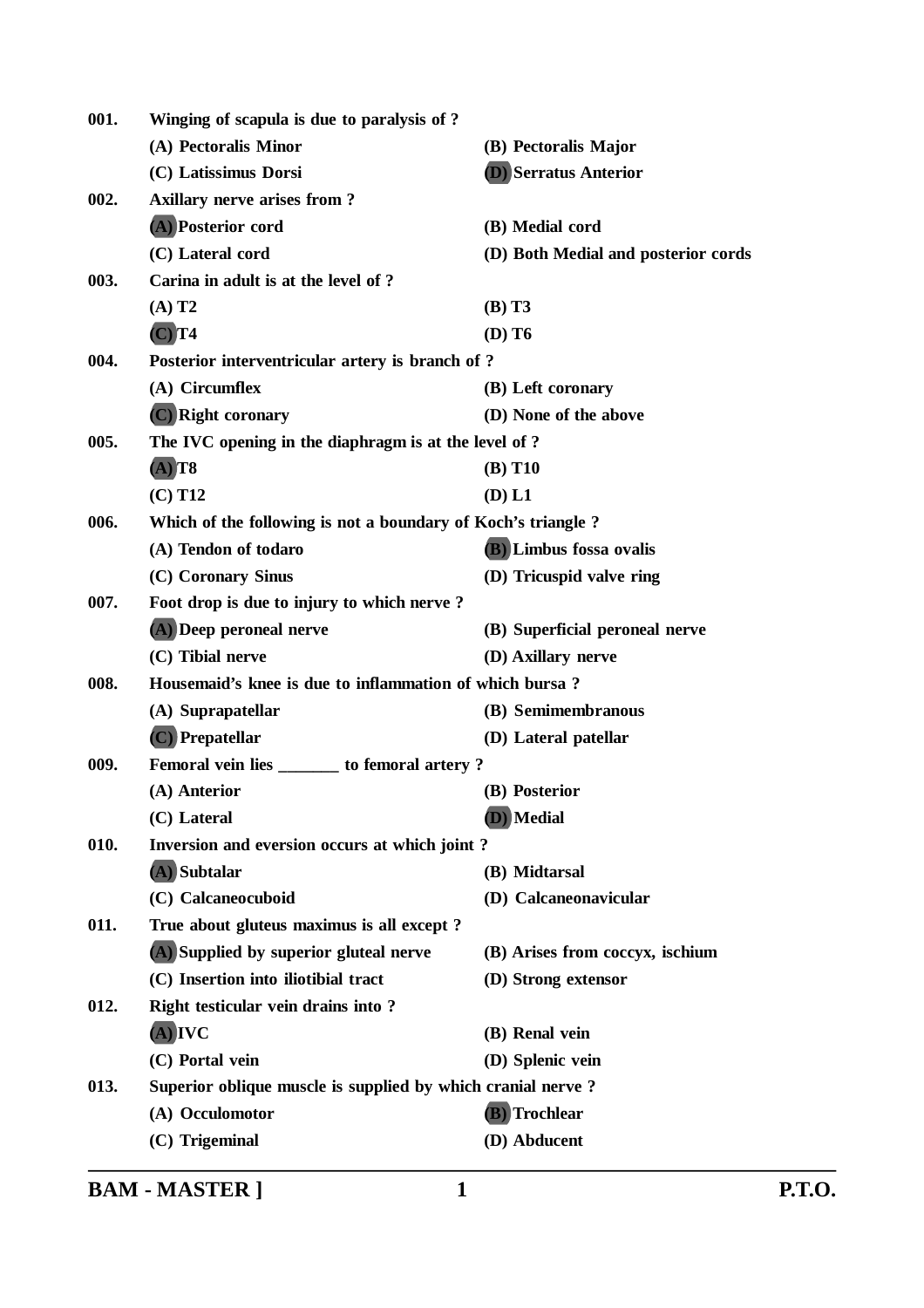**001.** Winging of scapula is due to paralysis of ?

(A) Pectoralis Minor
(B) Pectoralis Major
(C) Latissimus Dorsi
**(D) Serratus Anterior**

**002.** Axillary nerve arises from ?

**(A) Posterior cord**
(B) Medial cord
(C) Lateral cord
(D) Both Medial and posterior cords

**003.** Carina in adult is at the level of ?

(A) T2
(B) T3
**(C) T4**
(D) T6

**004.** Posterior interventricular artery is branch of ?

(A) Circumflex
(B) Left coronary
**(C) Right coronary**
(D) None of the above

**005.** The IVC opening in the diaphragm is at the level of ?

**(A) T8**
(B) T10
(C) T12
(D) L1

**006.** Which of the following is not a boundary of Koch's triangle ?

(A) Tendon of todaro
**(B) Limbus fossa ovalis**
(C) Coronary Sinus
(D) Tricuspid valve ring

**007.** Foot drop is due to injury to which nerve ?

**(A) Deep peroneal nerve**
(B) Superficial peroneal nerve
(C) Tibial nerve
(D) Axillary nerve

**008.** Housemaid's knee is due to inflammation of which bursa ?

(A) Suprapatellar
(B) Semimembranous
**(C) Prepatellar**
(D) Lateral patellar

**009.** Femoral vein lies _______ to femoral artery ?

(A) Anterior
(B) Posterior
(C) Lateral
**(D) Medial**

**010.** Inversion and eversion occurs at which joint ?

**(A) Subtalar**
(B) Midtarsal
(C) Calcaneocuboid
(D) Calcaneonavicular

**011.** True about gluteus maximus is all except ?

**(A) Supplied by superior gluteal nerve**
(B) Arises from coccyx, ischium
(C) Insertion into iliotibial tract
(D) Strong extensor

**012.** Right testicular vein drains into ?

**(A) IVC**
(B) Renal vein
(C) Portal vein
(D) Splenic vein

**013.** Superior oblique muscle is supplied by which cranial nerve ?

(A) Occulomotor
**(B) Trochlear**
(C) Trigeminal
(D) Abducent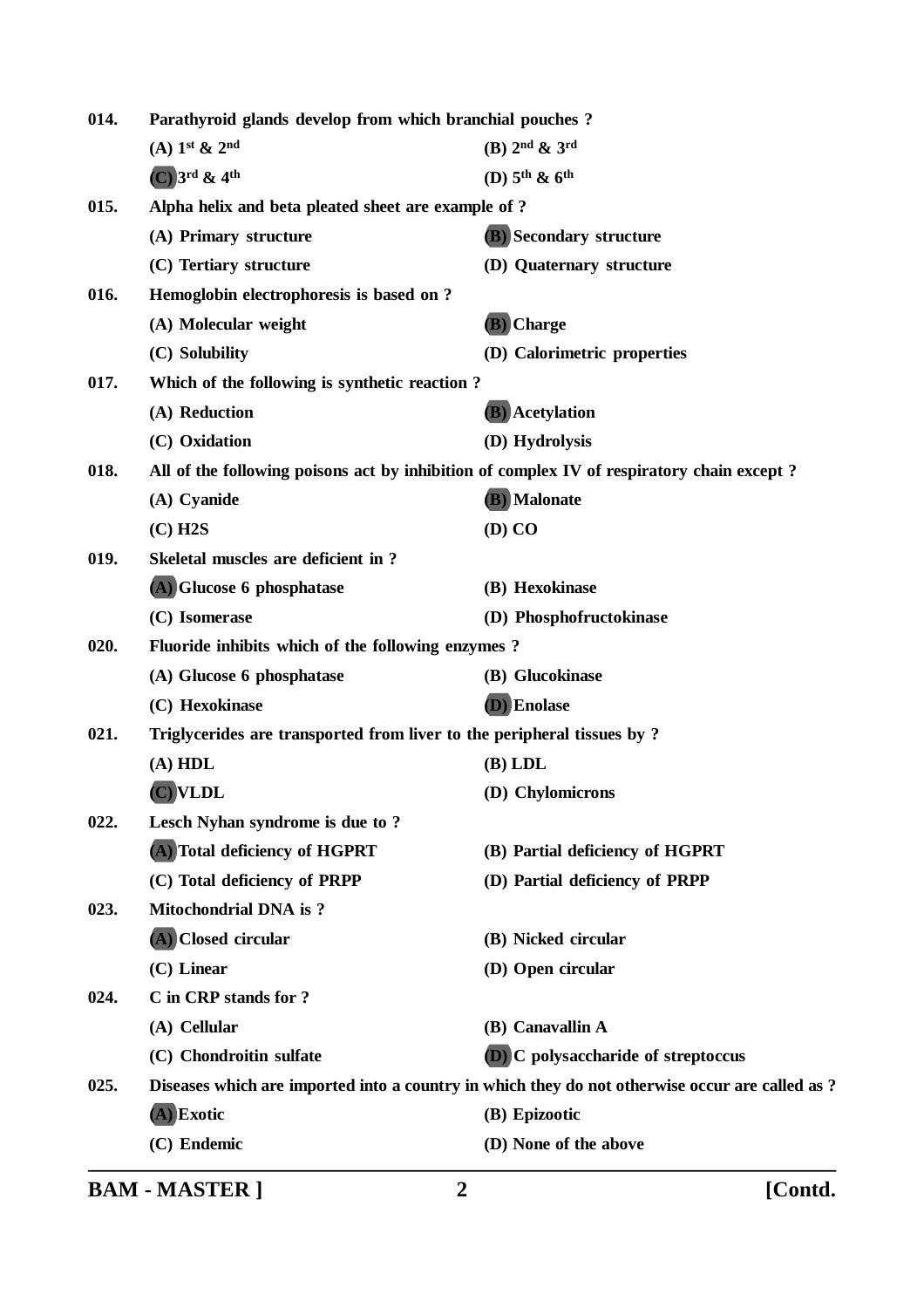014. **Parathyroid glands develop from which branchial pouches ?**

(A) 1st & 2nd
(B) 2nd & 3rd
(C) 3rd & 4th
(D) 5th & 6th

015. **Alpha helix and beta pleated sheet are example of ?**

(A) Primary structure
(B) Secondary structure
(C) Tertiary structure
(D) Quaternary structure

016. **Hemoglobin electrophoresis is based on ?**

(A) Molecular weight
(B) Charge
(C) Solubility
(D) Calorimetric properties

017. **Which of the following is synthetic reaction ?**

(A) Reduction
(B) Acetylation
(C) Oxidation
(D) Hydrolysis

018. **All of the following poisons act by inhibition of complex IV of respiratory chain except ?**

(A) Cyanide
(B) Malonate
(C) H2S
(D) CO

019. **Skeletal muscles are deficient in ?**

(A) Glucose 6 phosphatase
(B) Hexokinase
(C) Isomerase
(D) Phosphofructokinase

020. **Fluoride inhibits which of the following enzymes ?**

(A) Glucose 6 phosphatase
(B) Glucokinase
(C) Hexokinase
(D) Enolase

021. **Triglycerides are transported from liver to the peripheral tissues by ?**

(A) HDL
(B) LDL
(C) VLDL
(D) Chylomicrons

022. **Lesch Nyhan syndrome is due to ?**

(A) Total deficiency of HGPRT
(B) Partial deficiency of HGPRT
(C) Total deficiency of PRPP
(D) Partial deficiency of PRPP

023. **Mitochondrial DNA is ?**

(A) Closed circular
(B) Nicked circular
(C) Linear
(D) Open circular

024. **C in CRP stands for ?**

(A) Cellular
(B) Canavallin A
(C) Chondroitin sulfate
(D) C polysaccharide of streptoccus

025. **Diseases which are imported into a country in which they do not otherwise occur are called as ?**

(A) Exotic
(B) Epizootic
(C) Endemic
(D) None of the above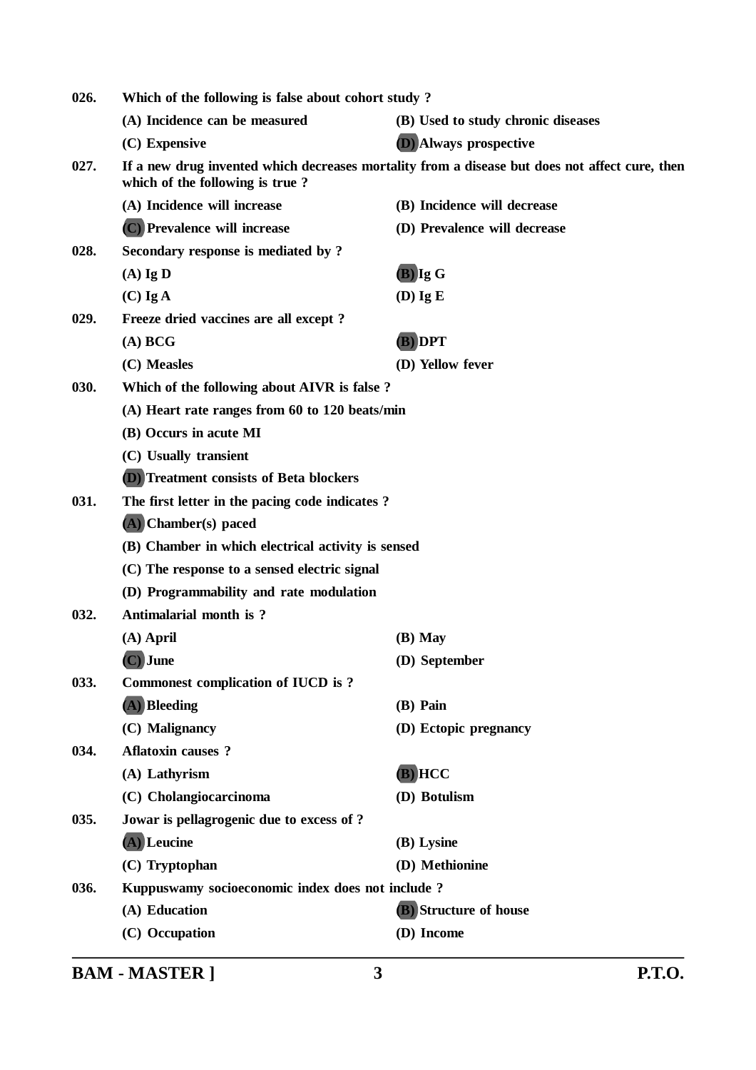**026.** **Which of the following is false about cohort study ?**

(A) Incidence can be measured
(B) Used to study chronic diseases
(C) Expensive
**(D)** Always prospective

**027.** **If a new drug invented which decreases mortality from a disease but does not affect cure, then which of the following is true ?**

(A) Incidence will increase
(B) Incidence will decrease
**(C)** Prevalence will increase
(D) Prevalence will decrease

**028.** **Secondary response is mediated by ?**

(A) Ig D
**(B)** Ig G
(C) Ig A
(D) Ig E

**029.** **Freeze dried vaccines are all except ?**

(A) BCG
**(B)** DPT
(C) Measles
(D) Yellow fever

**030.** **Which of the following about AIVR is false ?**

(A) Heart rate ranges from 60 to 120 beats/min
(B) Occurs in acute MI
(C) Usually transient
**(D)** Treatment consists of Beta blockers

**031.** **The first letter in the pacing code indicates ?**

**(A)** Chamber(s) paced
(B) Chamber in which electrical activity is sensed
(C) The response to a sensed electric signal
(D) Programmability and rate modulation

**032.** **Antimalarial month is ?**

(A) April
(B) May
**(C)** June
(D) September

**033.** **Commonest complication of IUCD is ?**

**(A)** Bleeding
(B) Pain
(C) Malignancy
(D) Ectopic pregnancy

**034.** **Aflatoxin causes ?**

(A) Lathyrism
**(B)** HCC
(C) Cholangiocarcinoma
(D) Botulism

**035.** **Jowar is pellagrogenic due to excess of ?**

**(A)** Leucine
(B) Lysine
(C) Tryptophan
(D) Methionine

**036.** **Kuppuswamy socioeconomic index does not include ?**

(A) Education
**(B)** Structure of house
(C) Occupation
(D) Income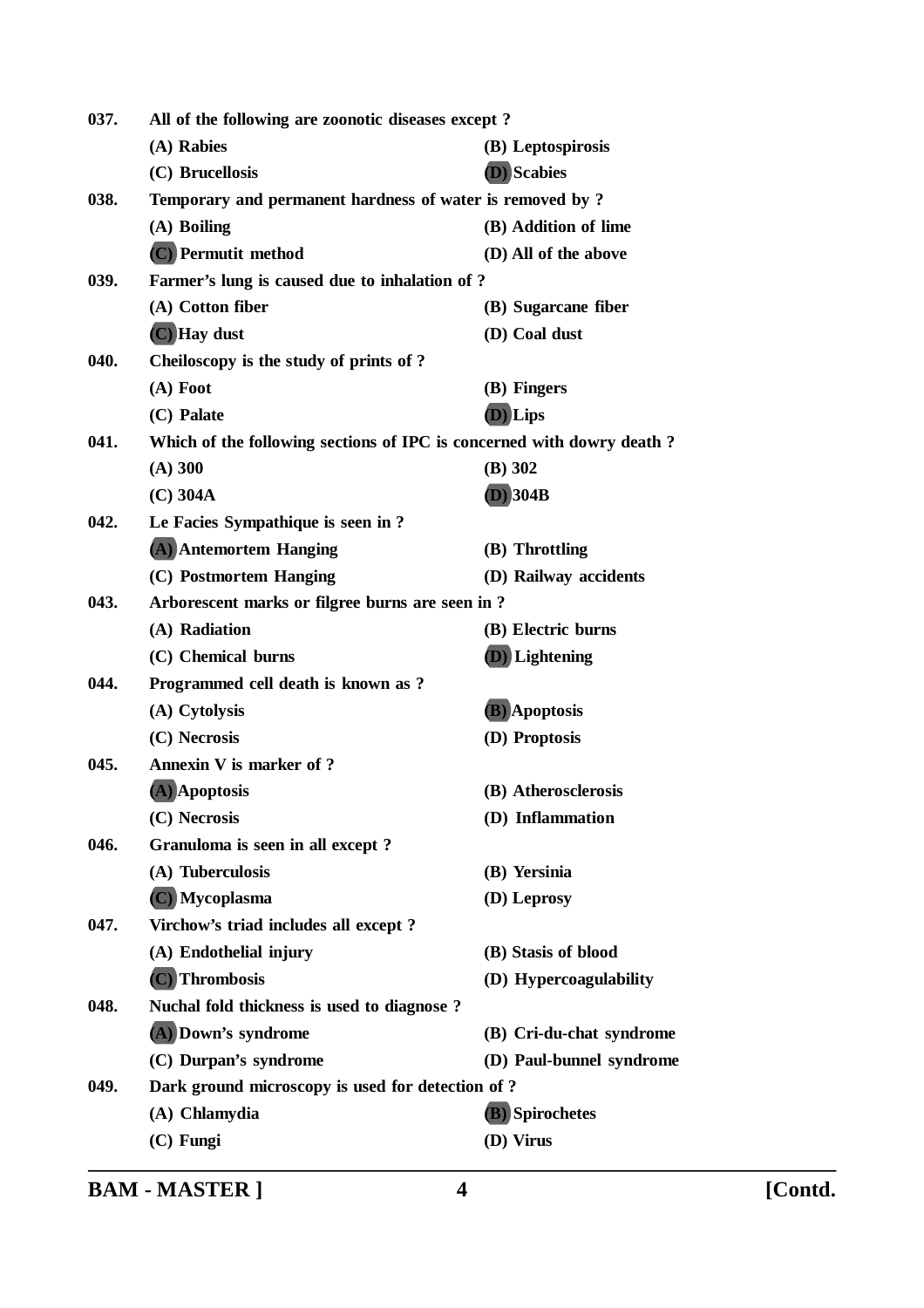**037. All of the following are zoonotic diseases except ?**

(A) Rabies
(B) Leptospirosis
(C) Brucellosis
(D) Scabies

**038. Temporary and permanent hardness of water is removed by ?**

(A) Boiling
(B) Addition of lime
(C) Permutit method
(D) All of the above

**039. Farmer's lung is caused due to inhalation of ?**

(A) Cotton fiber
(B) Sugarcane fiber
(C) Hay dust
(D) Coal dust

**040. Cheiloscopy is the study of prints of ?**

(A) Foot
(B) Fingers
(C) Palate
(D) Lips

**041. Which of the following sections of IPC is concerned with dowry death ?**

(A) 300
(B) 302
(C) 304A
(D) 304B

**042. Le Facies Sympathique is seen in ?**

(A) Antemortem Hanging
(B) Throttling
(C) Postmortem Hanging
(D) Railway accidents

**043. Arborescent marks or filgree burns are seen in ?**

(A) Radiation
(B) Electric burns
(C) Chemical burns
(D) Lightening

**044. Programmed cell death is known as ?**

(A) Cytolysis
(B) Apoptosis
(C) Necrosis
(D) Proptosis

**045. Annexin V is marker of ?**

(A) Apoptosis
(B) Atherosclerosis
(C) Necrosis
(D) Inflammation

**046. Granuloma is seen in all except ?**

(A) Tuberculosis
(B) Yersinia
(C) Mycoplasma
(D) Leprosy

**047. Virchow's triad includes all except ?**

(A) Endothelial injury
(B) Stasis of blood
(C) Thrombosis
(D) Hypercoagulability

**048. Nuchal fold thickness is used to diagnose ?**

(A) Down's syndrome
(B) Cri-du-chat syndrome
(C) Durpan's syndrome
(D) Paul-bunnel syndrome

**049. Dark ground microscopy is used for detection of ?**

(A) Chlamydia
(B) Spirochetes
(C) Fungi
(D) Virus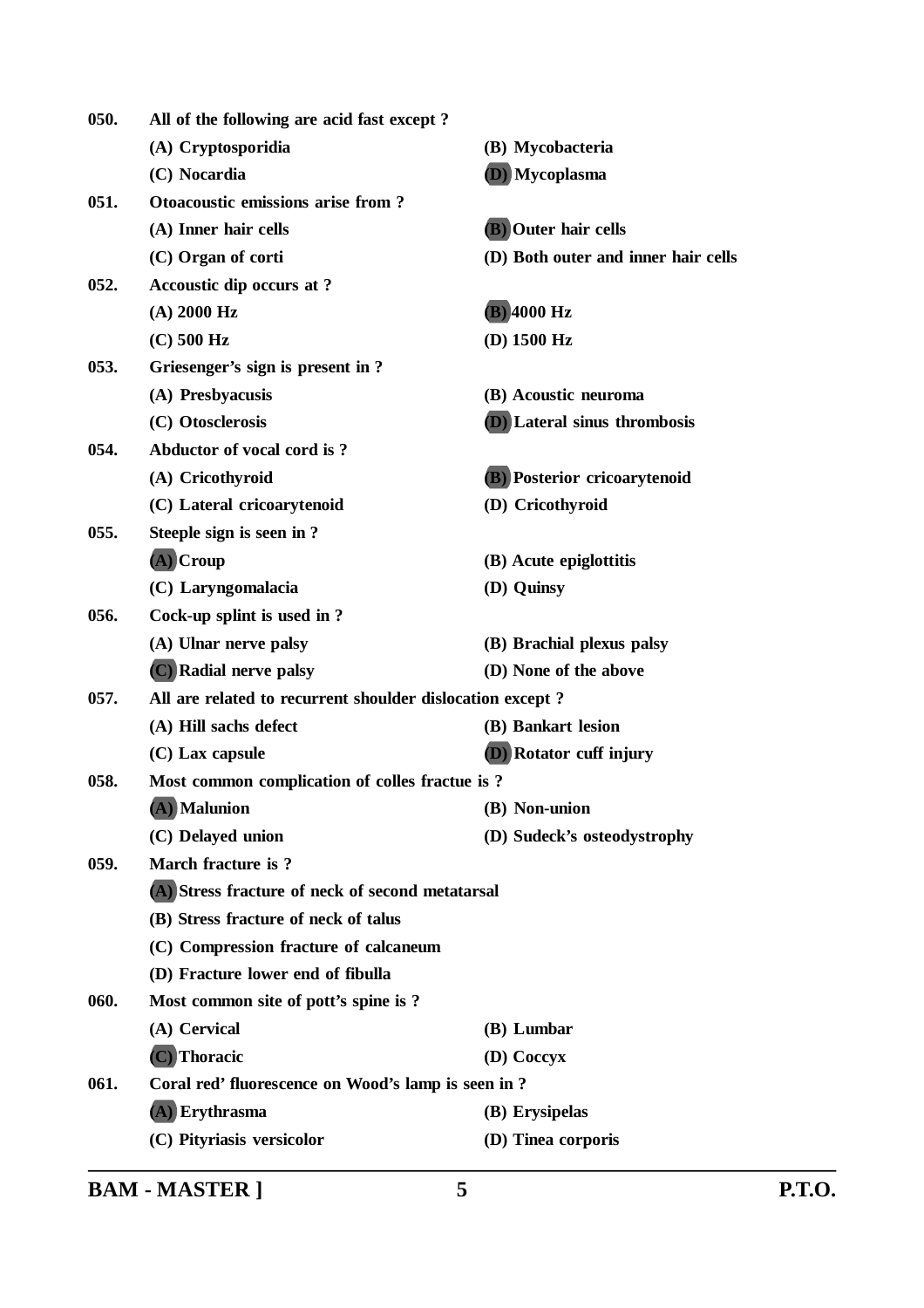**050.** **All of the following are acid fast except ?**

(A) Cryptosporidia
(B) Mycobacteria
(C) Nocardia
**(D) Mycoplasma**

**051.** **Otoacoustic emissions arise from ?**

(A) Inner hair cells
**(B) Outer hair cells**
(C) Organ of corti
(D) Both outer and inner hair cells

**052.** **Accoustic dip occurs at ?**

(A) 2000 Hz
**(B) 4000 Hz**
(C) 500 Hz
(D) 1500 Hz

**053.** **Griesenger's sign is present in ?**

(A) Presbyacusis
(B) Acoustic neuroma
(C) Otosclerosis
**(D) Lateral sinus thrombosis**

**054.** **Abductor of vocal cord is ?**

(A) Cricothyroid
**(B) Posterior cricoarytenoid**
(C) Lateral cricoarytenoid
(D) Cricothyroid

**055.** **Steeple sign is seen in ?**

**(A) Croup**
(B) Acute epiglottitis
(C) Laryngomalacia
(D) Quinsy

**056.** **Cock-up splint is used in ?**

(A) Ulnar nerve palsy
(B) Brachial plexus palsy
**(C) Radial nerve palsy**
(D) None of the above

**057.** **All are related to recurrent shoulder dislocation except ?**

(A) Hill sachs defect
(B) Bankart lesion
(C) Lax capsule
**(D) Rotator cuff injury**

**058.** **Most common complication of colles fractue is ?**

**(A) Malunion**
(B) Non-union
(C) Delayed union
(D) Sudeck's osteodystrophy

**059.** **March fracture is ?**

**(A) Stress fracture of neck of second metatarsal**
(B) Stress fracture of neck of talus
(C) Compression fracture of calcaneum
(D) Fracture lower end of fibulla

**060.** **Most common site of pott's spine is ?**

(A) Cervical
(B) Lumbar
**(C) Thoracic**
(D) Coccyx

**061.** **Coral red' fluorescence on Wood's lamp is seen in ?**

**(A) Erythrasma**
(B) Erysipelas
(C) Pityriasis versicolor
(D) Tinea corporis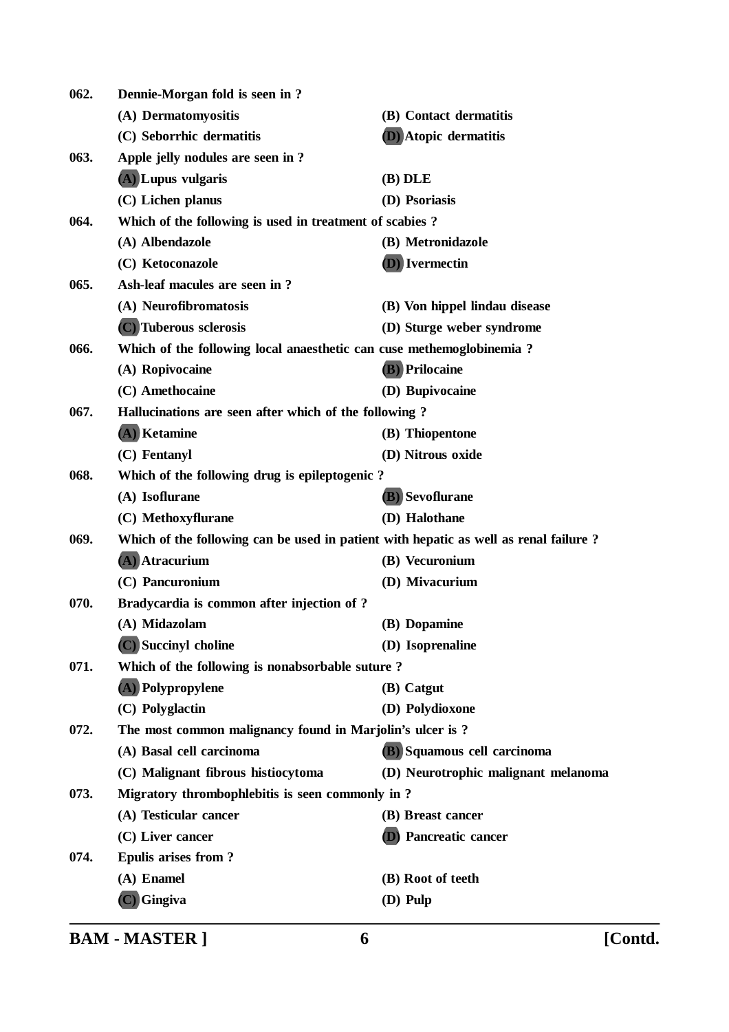**062. Dennie-Morgan fold is seen in ?**

(A) Dermatomyositis
(B) Contact dermatitis
(C) Seborrhic dermatitis
**(D)** Atopic dermatitis

**063. Apple jelly nodules are seen in ?**

**(A)** Lupus vulgaris
(B) DLE
(C) Lichen planus
(D) Psoriasis

**064. Which of the following is used in treatment of scabies ?**

(A) Albendazole
(B) Metronidazole
(C) Ketoconazole
**(D)** Ivermectin

**065. Ash-leaf macules are seen in ?**

(A) Neurofibromatosis
(B) Von hippel lindau disease
**(C)** Tuberous sclerosis
(D) Sturge weber syndrome

**066. Which of the following local anaesthetic can cuse methemoglobinemia ?**

(A) Ropivocaine
**(B)** Prilocaine
(C) Amethocaine
(D) Bupivocaine

**067. Hallucinations are seen after which of the following ?**

**(A)** Ketamine
(B) Thiopentone
(C) Fentanyl
(D) Nitrous oxide

**068. Which of the following drug is epileptogenic ?**

(A) Isoflurane
**(B)** Sevoflurane
(C) Methoxyflurane
(D) Halothane

**069. Which of the following can be used in patient with hepatic as well as renal failure ?**

**(A)** Atracurium
(B) Vecuronium
(C) Pancuronium
(D) Mivacurium

**070. Bradycardia is common after injection of ?**

(A) Midazolam
(B) Dopamine
**(C)** Succinyl choline
(D) Isoprenaline

**071. Which of the following is nonabsorbable suture ?**

**(A)** Polypropylene
(B) Catgut
(C) Polyglactin
(D) Polydioxone

**072. The most common malignancy found in Marjolin's ulcer is ?**

(A) Basal cell carcinoma
**(B)** Squamous cell carcinoma
(C) Malignant fibrous histiocytoma
(D) Neurotrophic malignant melanoma

**073. Migratory thrombophlebitis is seen commonly in ?**

(A) Testicular cancer
(B) Breast cancer
(C) Liver cancer
**(D)** Pancreatic cancer

**074. Epulis arises from ?**

(A) Enamel
(B) Root of teeth
**(C)** Gingiva
(D) Pulp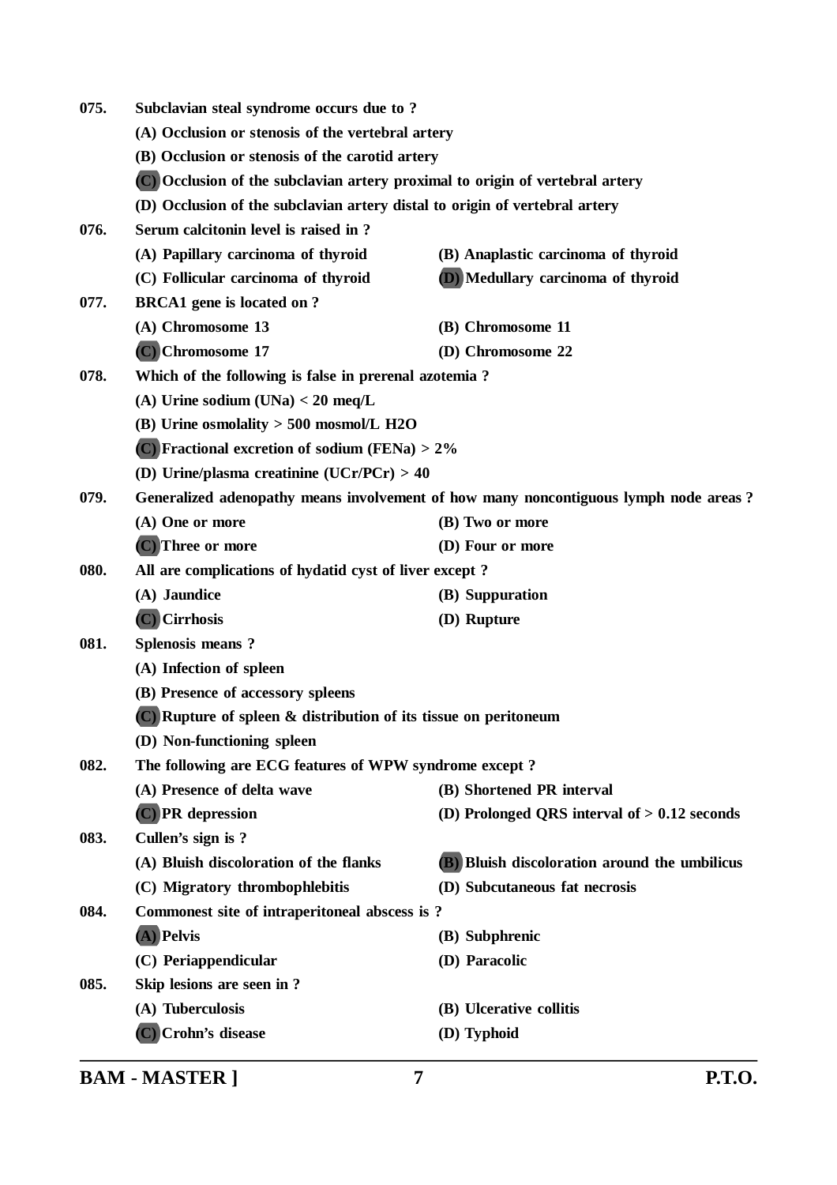**075. Subclavian steal syndrome occurs due to ?**

(A) Occlusion or stenosis of the vertebral artery

(B) Occlusion or stenosis of the carotid artery

(C) Occlusion of the subclavian artery proximal to origin of vertebral artery

(D) Occlusion of the subclavian artery distal to origin of vertebral artery

**076. Serum calcitonin level is raised in ?**

(A) Papillary carcinoma of thyroid

(B) Anaplastic carcinoma of thyroid

(C) Follicular carcinoma of thyroid

(D) Medullary carcinoma of thyroid

**077. BRCA1 gene is located on ?**

(A) Chromosome 13

(B) Chromosome 11

(C) Chromosome 17

(D) Chromosome 22

**078. Which of the following is false in prerenal azotemia ?**

(A) Urine sodium (UNa) < 20 meq/L

(B) Urine osmolality > 500 mosmol/L H2O

(C) Fractional excretion of sodium (FENa) > 2%

(D) Urine/plasma creatinine (UCr/PCr) > 40

**079. Generalized adenopathy means involvement of how many noncontiguous lymph node areas ?**

(A) One or more

(B) Two or more

(C) Three or more

(D) Four or more

**080. All are complications of hydatid cyst of liver except ?**

(A) Jaundice

(B) Suppuration

(C) Cirrhosis

(D) Rupture

**081. Splenosis means ?**

(A) Infection of spleen

(B) Presence of accessory spleens

(C) Rupture of spleen & distribution of its tissue on peritoneum

(D) Non-functioning spleen

**082. The following are ECG features of WPW syndrome except ?**

(A) Presence of delta wave

(B) Shortened PR interval

(C) PR depression

(D) Prolonged QRS interval of > 0.12 seconds

**083. Cullen's sign is ?**

(A) Bluish discoloration of the flanks

(B) Bluish discoloration around the umbilicus

(C) Migratory thrombophlebitis

(D) Subcutaneous fat necrosis

**084. Commonest site of intraperitoneal abscess is ?**

(A) Pelvis

(B) Subphrenic

(C) Periappendicular

(D) Paracolic

**085. Skip lesions are seen in ?**

(A) Tuberculosis

(B) Ulcerative collitis

(C) Crohn's disease

(D) Typhoid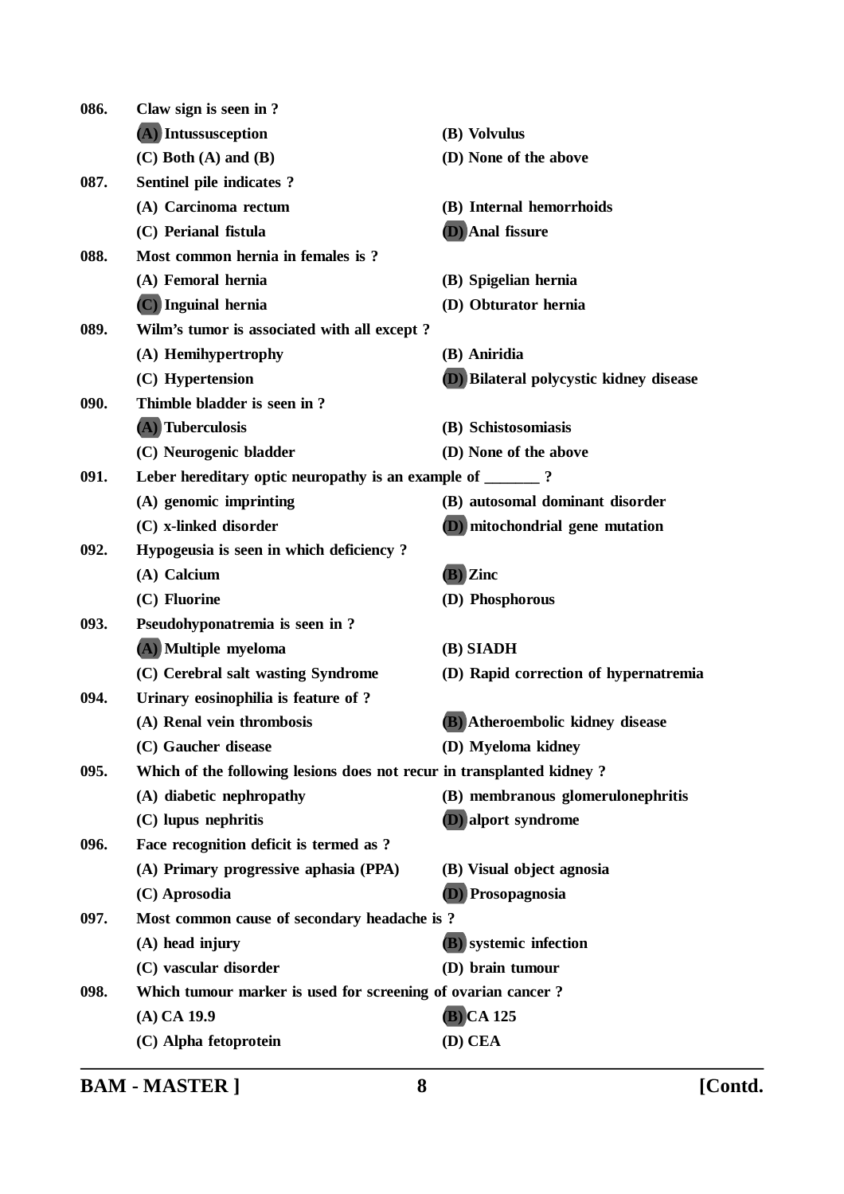**086. Claw sign is seen in ?**

(A) Intussusception (B) Volvulus

(C) Both (A) and (B) (D) None of the above

**087. Sentinel pile indicates ?**

(A) Carcinoma rectum (B) Internal hemorrhoids

(C) Perianal fistula (D) Anal fissure

**088. Most common hernia in females is ?**

(A) Femoral hernia (B) Spigelian hernia

(C) Inguinal hernia (D) Obturator hernia

**089. Wilm's tumor is associated with all except ?**

(A) Hemihypertrophy (B) Aniridia

(C) Hypertension (D) Bilateral polycystic kidney disease

**090. Thimble bladder is seen in ?**

(A) Tuberculosis (B) Schistosomiasis

(C) Neurogenic bladder (D) None of the above

**091. Leber hereditary optic neuropathy is an example of _______ ?**

(A) genomic imprinting (B) autosomal dominant disorder

(C) x-linked disorder (D) mitochondrial gene mutation

**092. Hypogeusia is seen in which deficiency ?**

(A) Calcium (B) Zinc

(C) Fluorine (D) Phosphorous

**093. Pseudohyponatremia is seen in ?**

(A) Multiple myeloma (B) SIADH

(C) Cerebral salt wasting Syndrome (D) Rapid correction of hypernatremia

**094. Urinary eosinophilia is feature of ?**

(A) Renal vein thrombosis (B) Atheroembolic kidney disease

(C) Gaucher disease (D) Myeloma kidney

**095. Which of the following lesions does not recur in transplanted kidney ?**

(A) diabetic nephropathy (B) membranous glomerulonephritis

(C) lupus nephritis (D) alport syndrome

**096. Face recognition deficit is termed as ?**

(A) Primary progressive aphasia (PPA) (B) Visual object agnosia

(C) Aprosodia (D) Prosopagnosia

**097. Most common cause of secondary headache is ?**

(A) head injury (B) systemic infection

(C) vascular disorder (D) brain tumour

**098. Which tumour marker is used for screening of ovarian cancer ?**

(A) CA 19.9 (B) CA 125

(C) Alpha fetoprotein (D) CEA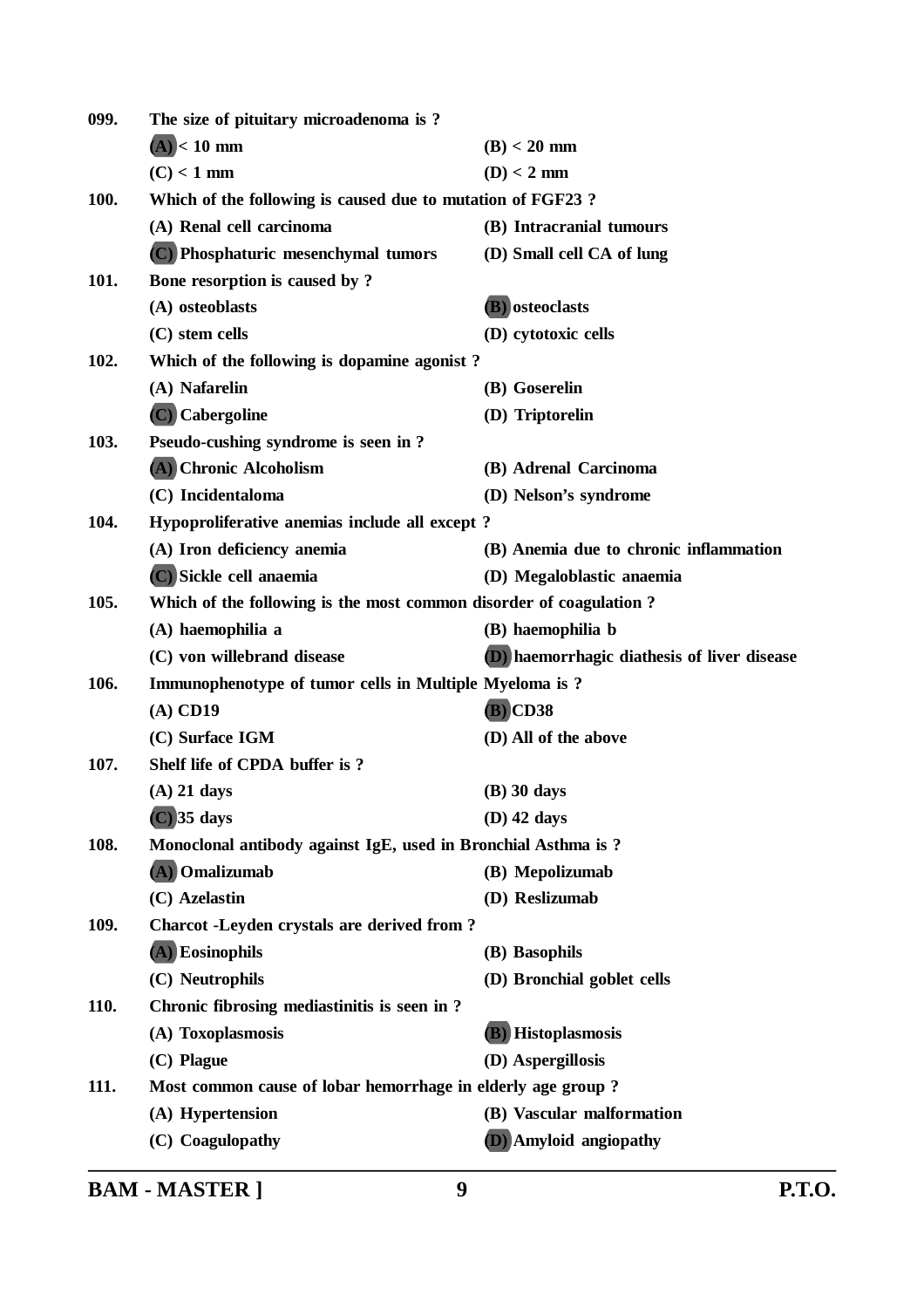**099. The size of pituitary microadenoma is ?**

(A) < 10 mm
(B) < 20 mm
(C) < 1 mm
(D) < 2 mm

**100. Which of the following is caused due to mutation of FGF23 ?**

(A) Renal cell carcinoma
(B) Intracranial tumours
(C) Phosphaturic mesenchymal tumors
(D) Small cell CA of lung

**101. Bone resorption is caused by ?**

(A) osteoblasts
(B) osteoclasts
(C) stem cells
(D) cytotoxic cells

**102. Which of the following is dopamine agonist ?**

(A) Nafarelin
(B) Goserelin
(C) Cabergoline
(D) Triptorelin

**103. Pseudo-cushing syndrome is seen in ?**

(A) Chronic Alcoholism
(B) Adrenal Carcinoma
(C) Incidentaloma
(D) Nelson's syndrome

**104. Hypoproliferative anemias include all except ?**

(A) Iron deficiency anemia
(B) Anemia due to chronic inflammation
(C) Sickle cell anaemia
(D) Megaloblastic anaemia

**105. Which of the following is the most common disorder of coagulation ?**

(A) haemophilia a
(B) haemophilia b
(C) von willebrand disease
(D) haemorrhagic diathesis of liver disease

**106. Immunophenotype of tumor cells in Multiple Myeloma is ?**

(A) CD19
(B) CD38
(C) Surface IGM
(D) All of the above

**107. Shelf life of CPDA buffer is ?**

(A) 21 days
(B) 30 days
(C) 35 days
(D) 42 days

**108. Monoclonal antibody against IgE, used in Bronchial Asthma is ?**

(A) Omalizumab
(B) Mepolizumab
(C) Azelastin
(D) Reslizumab

**109. Charcot -Leyden crystals are derived from ?**

(A) Eosinophils
(B) Basophils
(C) Neutrophils
(D) Bronchial goblet cells

**110. Chronic fibrosing mediastinitis is seen in ?**

(A) Toxoplasmosis
(B) Histoplasmosis
(C) Plague
(D) Aspergillosis

**111. Most common cause of lobar hemorrhage in elderly age group ?**

(A) Hypertension
(B) Vascular malformation
(C) Coagulopathy
(D) Amyloid angiopathy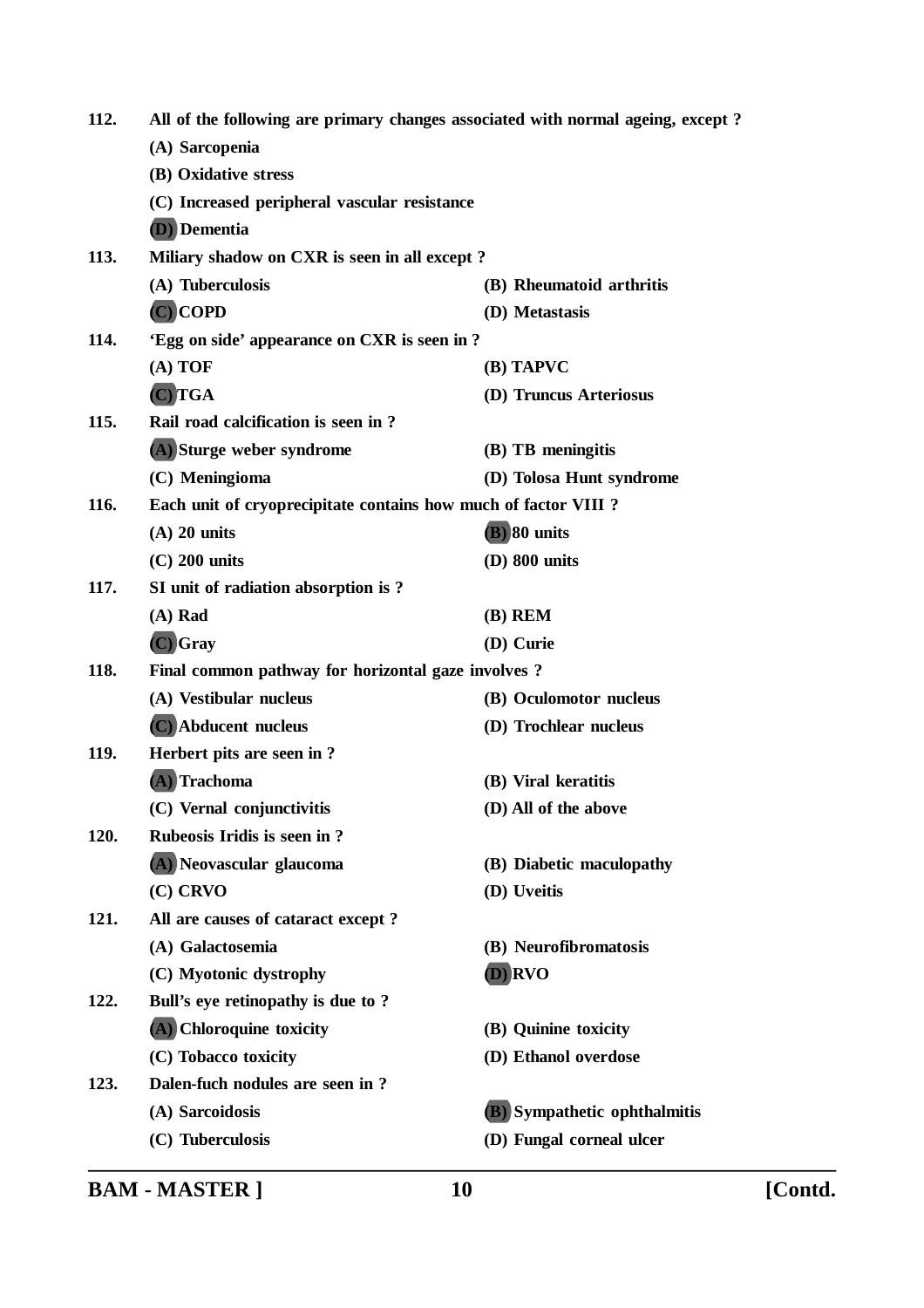**112.** **All of the following are primary changes associated with normal ageing, except ?**

**(A) Sarcopenia**

**(B) Oxidative stress**

**(C) Increased peripheral vascular resistance**

**(D) Dementia**

**113.** **Miliary shadow on CXR is seen in all except ?**

**(A) Tuberculosis** **(B) Rheumatoid arthritis**

**(C) COPD** **(D) Metastasis**

**114.** **'Egg on side' appearance on CXR is seen in ?**

**(A) TOF** **(B) TAPVC**

**(C) TGA** **(D) Truncus Arteriosus**

**115.** **Rail road calcification is seen in ?**

**(A) Sturge weber syndrome** **(B) TB meningitis**

**(C) Meningioma** **(D) Tolosa Hunt syndrome**

**116.** **Each unit of cryoprecipitate contains how much of factor VIII ?**

**(A) 20 units** **(B) 80 units**

**(C) 200 units** **(D) 800 units**

**117.** **SI unit of radiation absorption is ?**

**(A) Rad** **(B) REM**

**(C) Gray** **(D) Curie**

**118.** **Final common pathway for horizontal gaze involves ?**

**(A) Vestibular nucleus** **(B) Oculomotor nucleus**

**(C) Abducent nucleus** **(D) Trochlear nucleus**

**119.** **Herbert pits are seen in ?**

**(A) Trachoma** **(B) Viral keratitis**

**(C) Vernal conjunctivitis** **(D) All of the above**

**120.** **Rubeosis Iridis is seen in ?**

**(A) Neovascular glaucoma** **(B) Diabetic maculopathy**

**(C) CRVO** **(D) Uveitis**

**121.** **All are causes of cataract except ?**

**(A) Galactosemia** **(B) Neurofibromatosis**

**(C) Myotonic dystrophy** **(D) RVO**

**122.** **Bull's eye retinopathy is due to ?**

**(A) Chloroquine toxicity** **(B) Quinine toxicity**

**(C) Tobacco toxicity** **(D) Ethanol overdose**

**123.** **Dalen-fuch nodules are seen in ?**

**(A) Sarcoidosis** **(B) Sympathetic ophthalmitis**

**(C) Tuberculosis** **(D) Fungal corneal ulcer**

**BAM - MASTER ]** **[Contd.**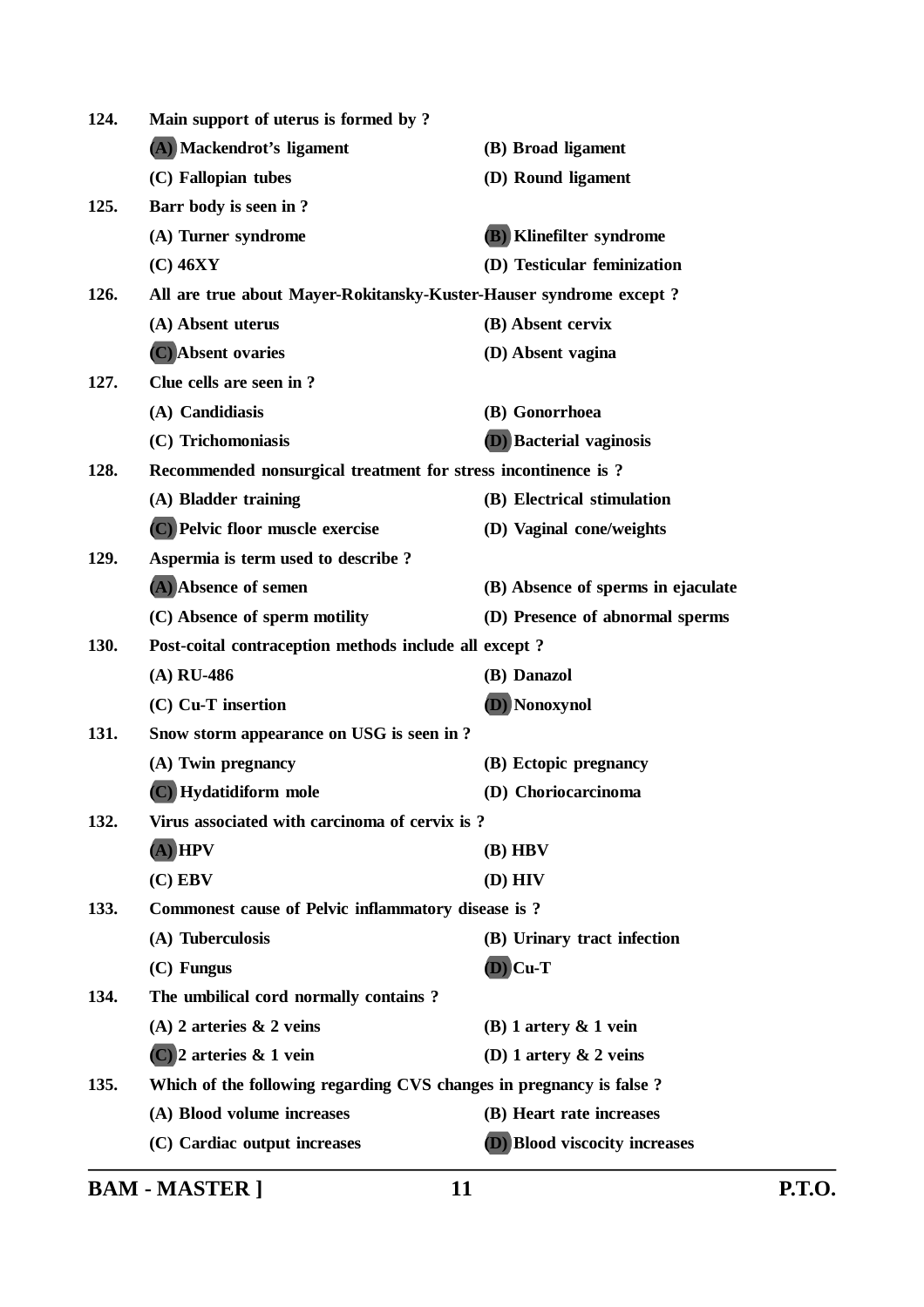**124. Main support of uterus is formed by ?**

**(A) Mackendrot's ligament** | **(B) Broad ligament**

**(C) Fallopian tubes** | **(D) Round ligament**

**125. Barr body is seen in ?**

**(A) Turner syndrome** | **(B) Klinefilter syndrome**

**(C) 46XY** | **(D) Testicular feminization**

**126. All are true about Mayer-Rokitansky-Kuster-Hauser syndrome except ?**

**(A) Absent uterus** | **(B) Absent cervix**

**(C) Absent ovaries** | **(D) Absent vagina**

**127. Clue cells are seen in ?**

**(A) Candidiasis** | **(B) Gonorrhoea**

**(C) Trichomoniasis** | **(D) Bacterial vaginosis**

**128. Recommended nonsurgical treatment for stress incontinence is ?**

**(A) Bladder training** | **(B) Electrical stimulation**

**(C) Pelvic floor muscle exercise** | **(D) Vaginal cone/weights**

**129. Aspermia is term used to describe ?**

**(A) Absence of semen** | **(B) Absence of sperms in ejaculate**

**(C) Absence of sperm motility** | **(D) Presence of abnormal sperms**

**130. Post-coital contraception methods include all except ?**

**(A) RU-486** | **(B) Danazol**

**(C) Cu-T insertion** | **(D) Nonoxynol**

**131. Snow storm appearance on USG is seen in ?**

**(A) Twin pregnancy** | **(B) Ectopic pregnancy**

**(C) Hydatidiform mole** | **(D) Choriocarcinoma**

**132. Virus associated with carcinoma of cervix is ?**

**(A) HPV** | **(B) HBV**

**(C) EBV** | **(D) HIV**

**133. Commonest cause of Pelvic inflammatory disease is ?**

**(A) Tuberculosis** | **(B) Urinary tract infection**

**(C) Fungus** | **(D) Cu-T**

**134. The umbilical cord normally contains ?**

**(A) 2 arteries & 2 veins** | **(B) 1 artery & 1 vein**

**(C) 2 arteries & 1 vein** | **(D) 1 artery & 2 veins**

**135. Which of the following regarding CVS changes in pregnancy is false ?**

**(A) Blood volume increases** | **(B) Heart rate increases**

**(C) Cardiac output increases** | **(D) Blood viscocity increases**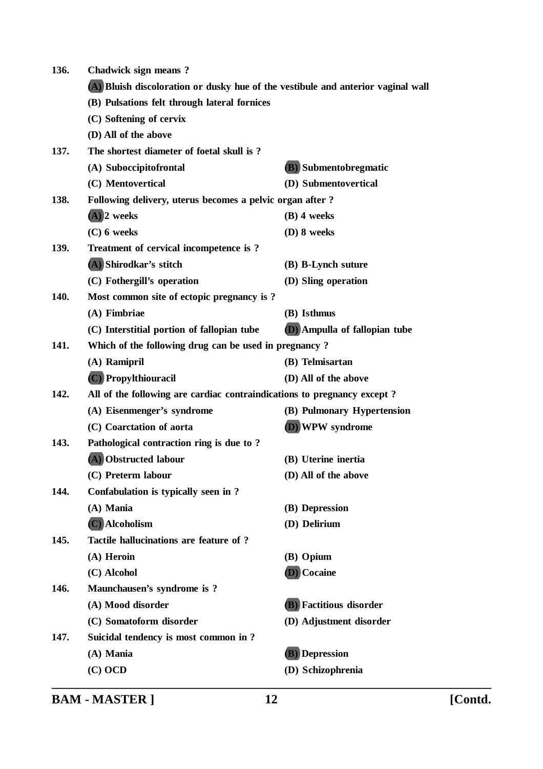136. **Chadwick sign means ?**

(A) Bluish discoloration or dusky hue of the vestibule and anterior vaginal wall

(B) Pulsations felt through lateral fornices

(C) Softening of cervix

(D) All of the above

137. **The shortest diameter of foetal skull is ?**

(A) Suboccipitofrontal

(B) Submentobregmatic

(C) Mentovertical

(D) Submentovertical

138. **Following delivery, uterus becomes a pelvic organ after ?**

(A) 2 weeks

(B) 4 weeks

(C) 6 weeks

(D) 8 weeks

139. **Treatment of cervical incompetence is ?**

(A) Shirodkar's stitch

(B) B-Lynch suture

(C) Fothergill's operation

(D) Sling operation

140. **Most common site of ectopic pregnancy is ?**

(A) Fimbriae

(B) Isthmus

(C) Interstitial portion of fallopian tube

(D) Ampulla of fallopian tube

141. **Which of the following drug can be used in pregnancy ?**

(A) Ramipril

(B) Telmisartan

(C) Propylthiouracil

(D) All of the above

142. **All of the following are cardiac contraindications to pregnancy except ?**

(A) Eisenmenger's syndrome

(B) Pulmonary Hypertension

(C) Coarctation of aorta

(D) WPW syndrome

143. **Pathological contraction ring is due to ?**

(A) Obstructed labour

(B) Uterine inertia

(C) Preterm labour

(D) All of the above

144. **Confabulation is typically seen in ?**

(A) Mania

(B) Depression

(C) Alcoholism

(D) Delirium

145. **Tactile hallucinations are feature of ?**

(A) Heroin

(B) Opium

(C) Alcohol

(D) Cocaine

146. **Maunchausen's syndrome is ?**

(A) Mood disorder

(B) Factitious disorder

(C) Somatoform disorder

(D) Adjustment disorder

147. **Suicidal tendency is most common in ?**

(A) Mania

(B) Depression

(C) OCD

(D) Schizophrenia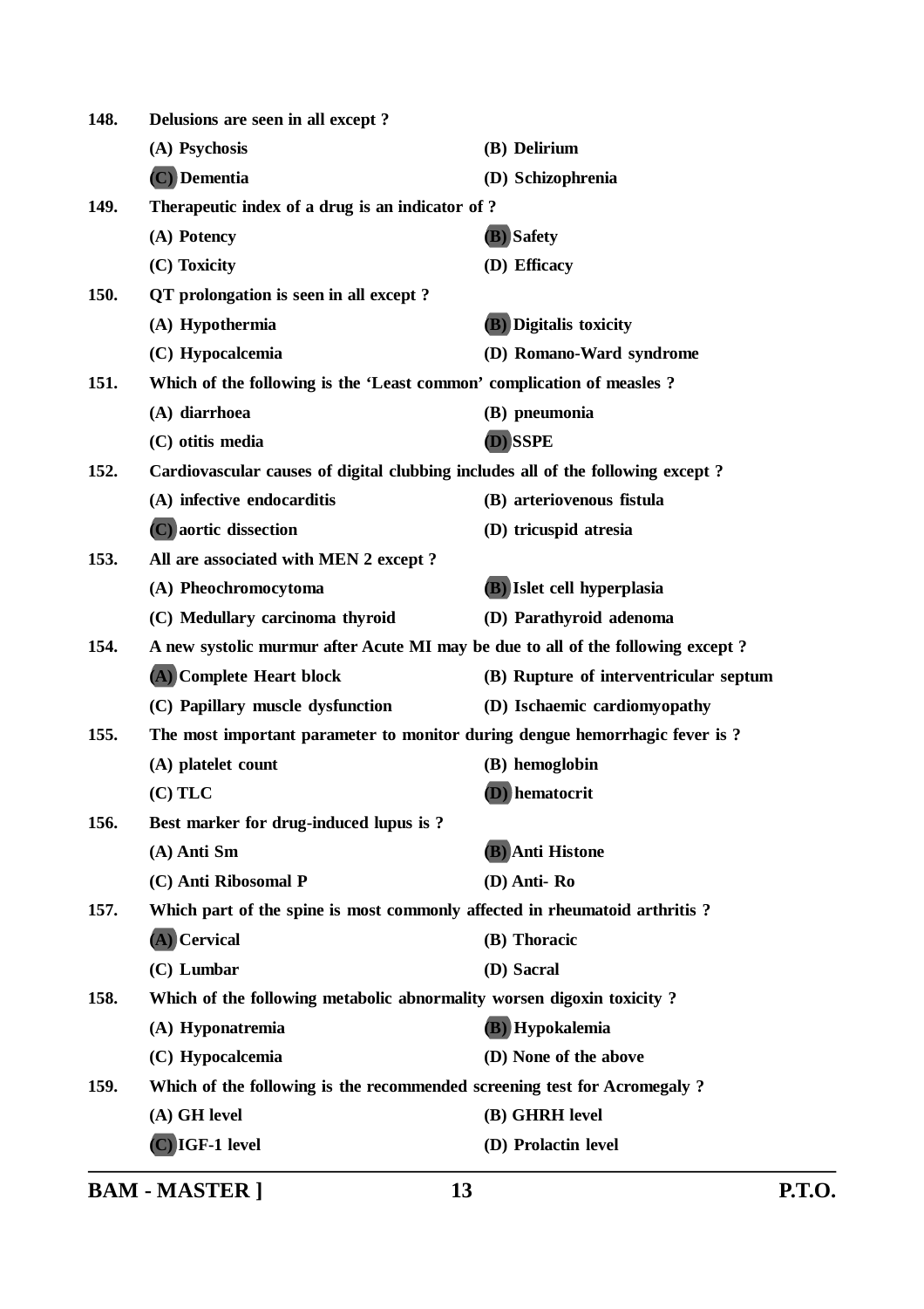**148.** **Delusions are seen in all except ?**

**(A) Psychosis** **(B) Delirium**

**(C) Dementia** **(D) Schizophrenia**

**149.** **Therapeutic index of a drug is an indicator of ?**

**(A) Potency** **(B) Safety**

**(C) Toxicity** **(D) Efficacy**

**150.** **QT prolongation is seen in all except ?**

**(A) Hypothermia** **(B) Digitalis toxicity**

**(C) Hypocalcemia** **(D) Romano-Ward syndrome**

**151.** **Which of the following is the 'Least common' complication of measles ?**

**(A) diarrhoea** **(B) pneumonia**

**(C) otitis media** **(D) SSPE**

**152.** **Cardiovascular causes of digital clubbing includes all of the following except ?**

**(A) infective endocarditis** **(B) arteriovenous fistula**

**(C) aortic dissection** **(D) tricuspid atresia**

**153.** **All are associated with MEN 2 except ?**

**(A) Pheochromocytoma** **(B) Islet cell hyperplasia**

**(C) Medullary carcinoma thyroid** **(D) Parathyroid adenoma**

**154.** **A new systolic murmur after Acute MI may be due to all of the following except ?**

**(A) Complete Heart block** **(B) Rupture of interventricular septum**

**(C) Papillary muscle dysfunction** **(D) Ischaemic cardiomyopathy**

**155.** **The most important parameter to monitor during dengue hemorrhagic fever is ?**

**(A) platelet count** **(B) hemoglobin**

**(C) TLC** **(D) hematocrit**

**156.** **Best marker for drug-induced lupus is ?**

**(A) Anti Sm** **(B) Anti Histone**

**(C) Anti Ribosomal P** **(D) Anti- Ro**

**157.** **Which part of the spine is most commonly affected in rheumatoid arthritis ?**

**(A) Cervical** **(B) Thoracic**

**(C) Lumbar** **(D) Sacral**

**158.** **Which of the following metabolic abnormality worsen digoxin toxicity ?**

**(A) Hyponatremia** **(B) Hypokalemia**

**(C) Hypocalcemia** **(D) None of the above**

**159.** **Which of the following is the recommended screening test for Acromegaly ?**

**(A) GH level** **(B) GHRH level**

**(C) IGF-1 level** **(D) Prolactin level**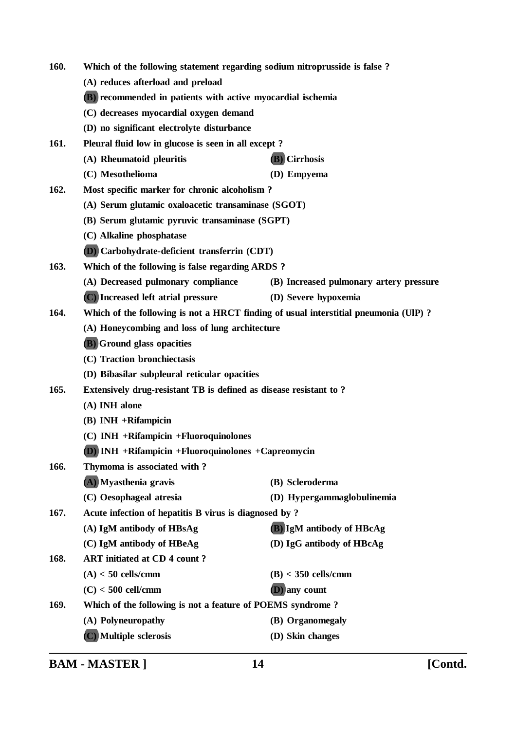160. Which of the following statement regarding sodium nitroprusside is false ?

(A) reduces afterload and preload

(B) recommended in patients with active myocardial ischemia

(C) decreases myocardial oxygen demand

(D) no significant electrolyte disturbance

161. Pleural fluid low in glucose is seen in all except ?

(A) Rheumatoid pleuritis

(B) Cirrhosis

(C) Mesothelioma

(D) Empyema

162. Most specific marker for chronic alcoholism ?

(A) Serum glutamic oxaloacetic transaminase (SGOT)

(B) Serum glutamic pyruvic transaminase (SGPT)

(C) Alkaline phosphatase

(D) Carbohydrate-deficient transferrin (CDT)

163. Which of the following is false regarding ARDS ?

(A) Decreased pulmonary compliance

(B) Increased pulmonary artery pressure

(C) Increased left atrial pressure

(D) Severe hypoxemia

164. Which of the following is not a HRCT finding of usual interstitial pneumonia (UlP) ?

(A) Honeycombing and loss of lung architecture

(B) Ground glass opacities

(C) Traction bronchiectasis

(D) Bibasilar subpleural reticular opacities

165. Extensively drug-resistant TB is defined as disease resistant to ?

(A) INH alone

(B) INH +Rifampicin

(C) INH +Rifampicin +Fluoroquinolones

(D) INH +Rifampicin +Fluoroquinolones +Capreomycin

166. Thymoma is associated with ?

(A) Myasthenia gravis

(B) Scleroderma

(C) Oesophageal atresia

(D) Hypergammaglobulinemia

167. Acute infection of hepatitis B virus is diagnosed by ?

(A) IgM antibody of HBsAg

(B) IgM antibody of HBcAg

(C) IgM antibody of HBeAg

(D) IgG antibody of HBcAg

168. ART initiated at CD 4 count ?

(A) < 50 cells/cmm

(B) < 350 cells/cmm

(C) < 500 cell/cmm

(D) any count

169. Which of the following is not a feature of POEMS syndrome ?

(A) Polyneuropathy

(B) Organomegaly

(C) Multiple sclerosis

(D) Skin changes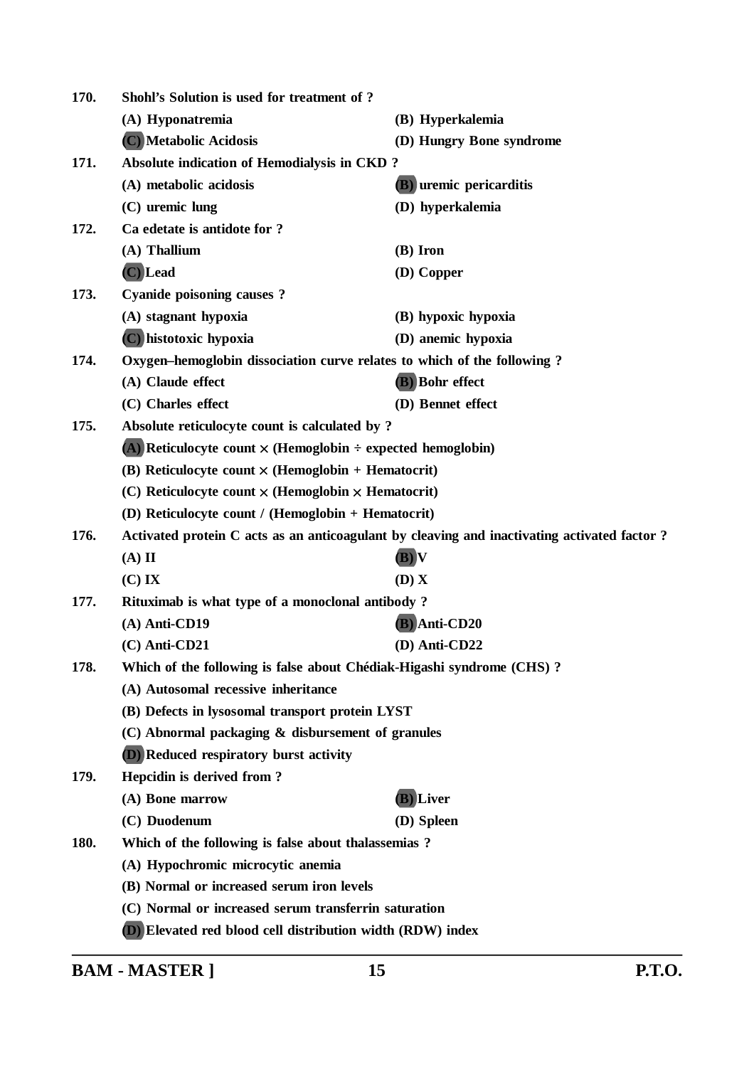**170. Shohl's Solution is used for treatment of ?**

(A) Hyponatremia

(B) Hyperkalemia

(C) Metabolic Acidosis

(D) Hungry Bone syndrome

**171. Absolute indication of Hemodialysis in CKD ?**

(A) metabolic acidosis

(B) uremic pericarditis

(C) uremic lung

(D) hyperkalemia

**172. Ca edetate is antidote for ?**

(A) Thallium

(B) Iron

(C) Lead

(D) Copper

**173. Cyanide poisoning causes ?**

(A) stagnant hypoxia

(B) hypoxic hypoxia

(C) histotoxic hypoxia

(D) anemic hypoxia

**174. Oxygen–hemoglobin dissociation curve relates to which of the following ?**

(A) Claude effect

(B) Bohr effect

(C) Charles effect

(D) Bennet effect

**175. Absolute reticulocyte count is calculated by ?**

(A) Reticulocyte count × (Hemoglobin ÷ expected hemoglobin)

(B) Reticulocyte count × (Hemoglobin + Hematocrit)

(C) Reticulocyte count × (Hemoglobin × Hematocrit)

(D) Reticulocyte count / (Hemoglobin + Hematocrit)

**176. Activated protein C acts as an anticoagulant by cleaving and inactivating activated factor ?**

(A) II

(B) V

(C) IX

(D) X

**177. Rituximab is what type of a monoclonal antibody ?**

(A) Anti-CD19

(B) Anti-CD20

(C) Anti-CD21

(D) Anti-CD22

**178. Which of the following is false about Chédiak-Higashi syndrome (CHS) ?**

(A) Autosomal recessive inheritance

(B) Defects in lysosomal transport protein LYST

(C) Abnormal packaging & disbursement of granules

(D) Reduced respiratory burst activity

**179. Hepcidin is derived from ?**

(A) Bone marrow

(B) Liver

(C) Duodenum

(D) Spleen

**180. Which of the following is false about thalassemias ?**

(A) Hypochromic microcytic anemia

(B) Normal or increased serum iron levels

(C) Normal or increased serum transferrin saturation

(D) Elevated red blood cell distribution width (RDW) index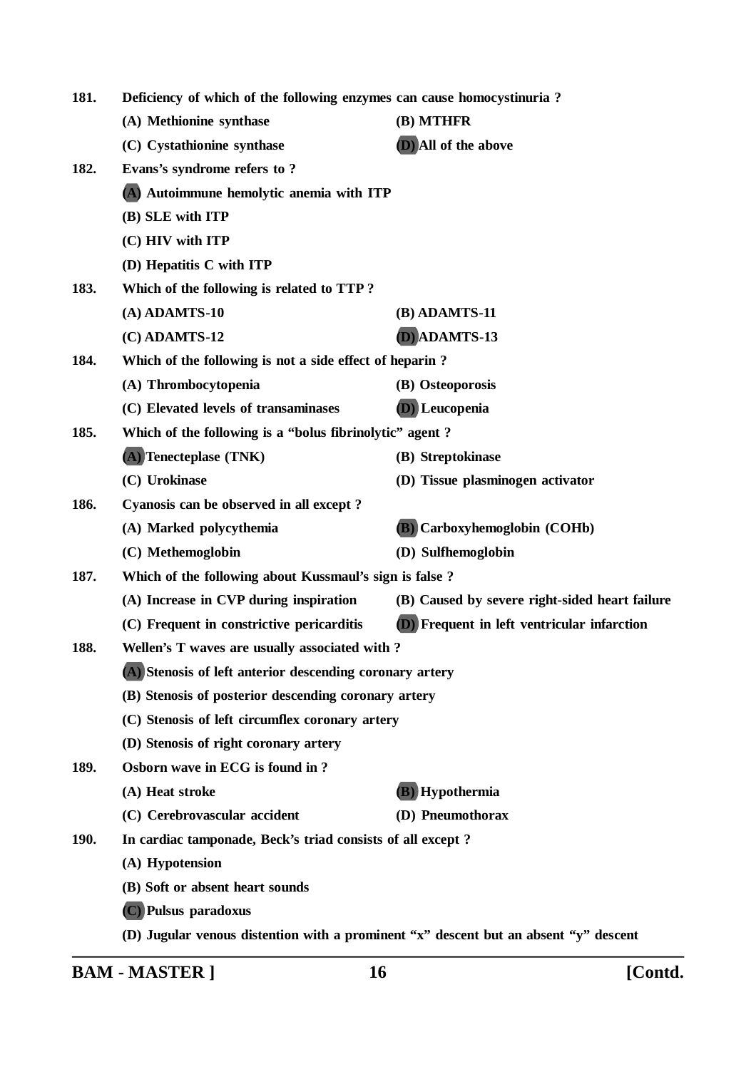**181.** **Deficiency of which of the following enzymes can cause homocystinuria ?**

**(A) Methionine synthase** **(B) MTHFR**

**(C) Cystathionine synthase** **(D) All of the above**

**182.** **Evans's syndrome refers to ?**

**(A) Autoimmune hemolytic anemia with ITP**

**(B) SLE with ITP**

**(C) HIV with ITP**

**(D) Hepatitis C with ITP**

**183.** **Which of the following is related to TTP ?**

**(A) ADAMTS-10** **(B) ADAMTS-11**

**(C) ADAMTS-12** **(D) ADAMTS-13**

**184.** **Which of the following is not a side effect of heparin ?**

**(A) Thrombocytopenia** **(B) Osteoporosis**

**(C) Elevated levels of transaminases** **(D) Leucopenia**

**185.** **Which of the following is a "bolus fibrinolytic" agent ?**

**(A) Tenecteplase (TNK)** **(B) Streptokinase**

**(C) Urokinase** **(D) Tissue plasminogen activator**

**186.** **Cyanosis can be observed in all except ?**

**(A) Marked polycythemia** **(B) Carboxyhemoglobin (COHb)**

**(C) Methemoglobin** **(D) Sulfhemoglobin**

**187.** **Which of the following about Kussmaul's sign is false ?**

**(A) Increase in CVP during inspiration** **(B) Caused by severe right-sided heart failure**

**(C) Frequent in constrictive pericarditis** **(D) Frequent in left ventricular infarction**

**188.** **Wellen's T waves are usually associated with ?**

**(A) Stenosis of left anterior descending coronary artery**

**(B) Stenosis of posterior descending coronary artery**

**(C) Stenosis of left circumflex coronary artery**

**(D) Stenosis of right coronary artery**

**189.** **Osborn wave in ECG is found in ?**

**(A) Heat stroke** **(B) Hypothermia**

**(C) Cerebrovascular accident** **(D) Pneumothorax**

**190.** **In cardiac tamponade, Beck's triad consists of all except ?**

**(A) Hypotension**

**(B) Soft or absent heart sounds**

**(C) Pulsus paradoxus**

**(D) Jugular venous distention with a prominent "x" descent but an absent "y" descent**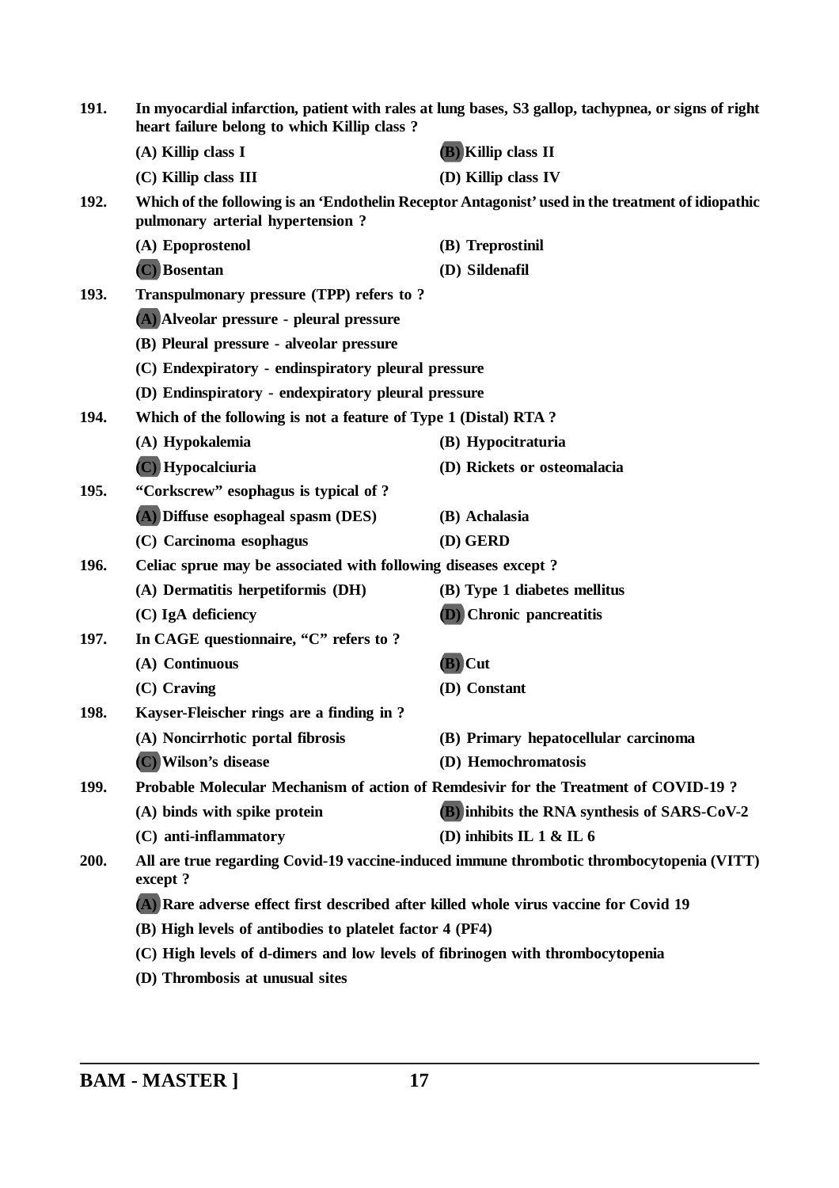**191.** **In myocardial infarction, patient with rales at lung bases, S3 gallop, tachypnea, or signs of right heart failure belong to which Killip class ?**

(A) Killip class I
(B) Killip class II
(C) Killip class III
(D) Killip class IV

**192.** **Which of the following is an 'Endothelin Receptor Antagonist' used in the treatment of idiopathic pulmonary arterial hypertension ?**

(A) Epoprostenol
(B) Treprostinil
(C) Bosentan
(D) Sildenafil

**193.** **Transpulmonary pressure (TPP) refers to ?**

(A) Alveolar pressure - pleural pressure
(B) Pleural pressure - alveolar pressure
(C) Endexpiratory - endinspiratory pleural pressure
(D) Endinspiratory - endexpiratory pleural pressure

**194.** **Which of the following is not a feature of Type 1 (Distal) RTA ?**

(A) Hypokalemia
(B) Hypocitraturia
(C) Hypocalciuria
(D) Rickets or osteomalacia

**195.** **"Corkscrew" esophagus is typical of ?**

(A) Diffuse esophageal spasm (DES)
(B) Achalasia
(C) Carcinoma esophagus
(D) GERD

**196.** **Celiac sprue may be associated with following diseases except ?**

(A) Dermatitis herpetiformis (DH)
(B) Type 1 diabetes mellitus
(C) IgA deficiency
(D) Chronic pancreatitis

**197.** **In CAGE questionnaire, "C" refers to ?**

(A) Continuous
(B) Cut
(C) Craving
(D) Constant

**198.** **Kayser-Fleischer rings are a finding in ?**

(A) Noncirrhotic portal fibrosis
(B) Primary hepatocellular carcinoma
(C) Wilson's disease
(D) Hemochromatosis

**199.** **Probable Molecular Mechanism of action of Remdesivir for the Treatment of COVID-19 ?**

(A) binds with spike protein
(B) inhibits the RNA synthesis of SARS-CoV-2
(C) anti-inflammatory
(D) inhibits IL 1 & IL 6

**200.** **All are true regarding Covid-19 vaccine-induced immune thrombotic thrombocytopenia (VITT) except ?**

(A) Rare adverse effect first described after killed whole virus vaccine for Covid 19
(B) High levels of antibodies to platelet factor 4 (PF4)
(C) High levels of d-dimers and low levels of fibrinogen with thrombocytopenia
(D) Thrombosis at unusual sites